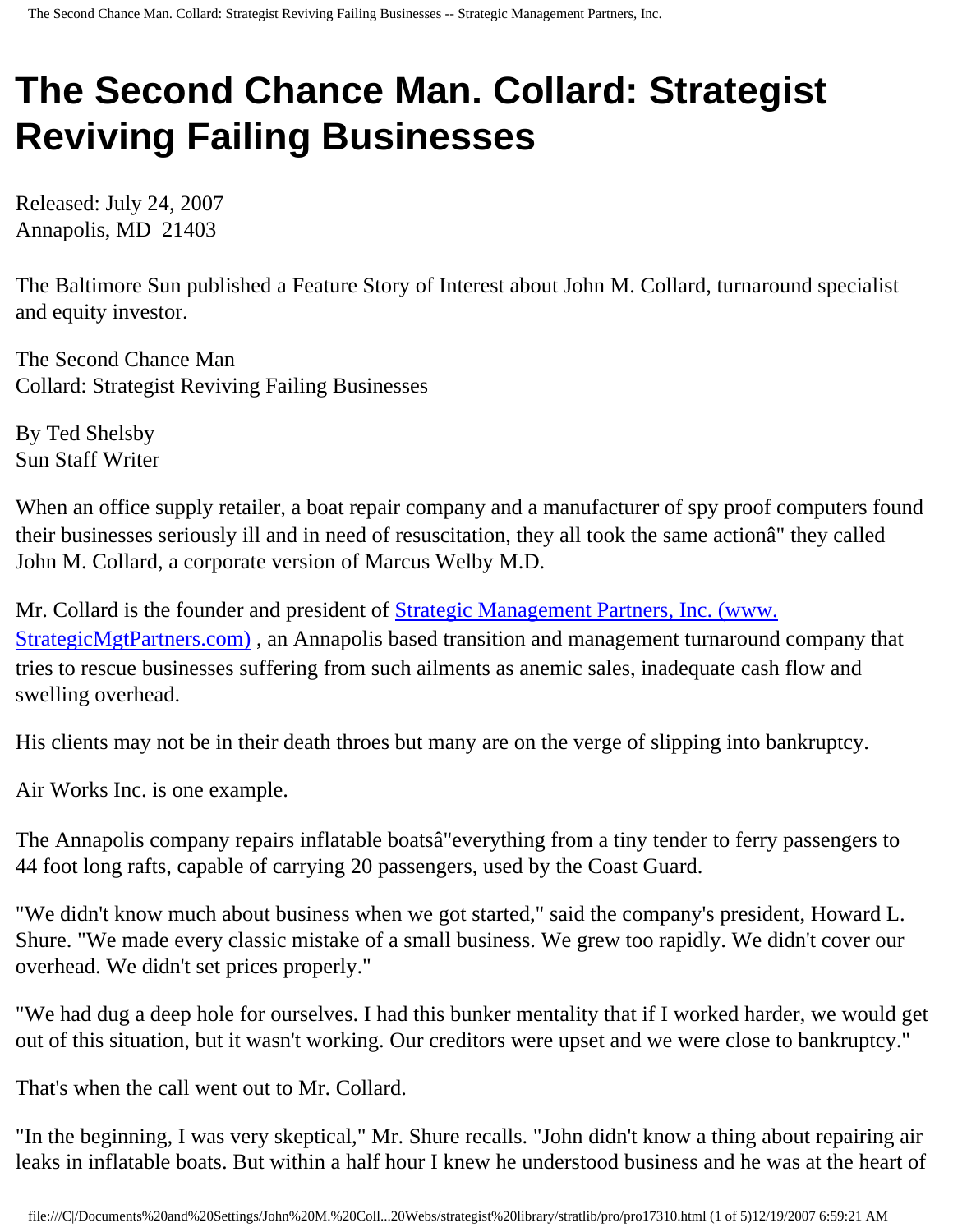# The Second Chance Man. Collard: Strategist Reviving Failing Businesses

Released: July 24, 2007
Annapolis, MD 21403

The Baltimore Sun published a Feature Story of Interest about John M. Collard, turnaround specialist and equity investor.

The Second Chance Man
Collard: Strategist Reviving Failing Businesses

By Ted Shelsby
Sun Staff Writer

When an office supply retailer, a boat repair company and a manufacturer of spy proof computers found their businesses seriously ill and in need of resuscitation, they all took the same actionâ" they called John M. Collard, a corporate version of Marcus Welby M.D.

Mr. Collard is the founder and president of [Strategic Management Partners, Inc. (www.StrategicMgtPartners.com)](http://www.StrategicMgtPartners.com) , an Annapolis based transition and management turnaround company that tries to rescue businesses suffering from such ailments as anemic sales, inadequate cash flow and swelling overhead.

His clients may not be in their death throes but many are on the verge of slipping into bankruptcy.

Air Works Inc. is one example.

The Annapolis company repairs inflatable boatsâ"everything from a tiny tender to ferry passengers to 44 foot long rafts, capable of carrying 20 passengers, used by the Coast Guard.

"We didn't know much about business when we got started," said the company's president, Howard L. Shure. "We made every classic mistake of a small business. We grew too rapidly. We didn't cover our overhead. We didn't set prices properly."

"We had dug a deep hole for ourselves. I had this bunker mentality that if I worked harder, we would get out of this situation, but it wasn't working. Our creditors were upset and we were close to bankruptcy."

That's when the call went out to Mr. Collard.

"In the beginning, I was very skeptical," Mr. Shure recalls. "John didn't know a thing about repairing air leaks in inflatable boats. But within a half hour I knew he understood business and he was at the heart of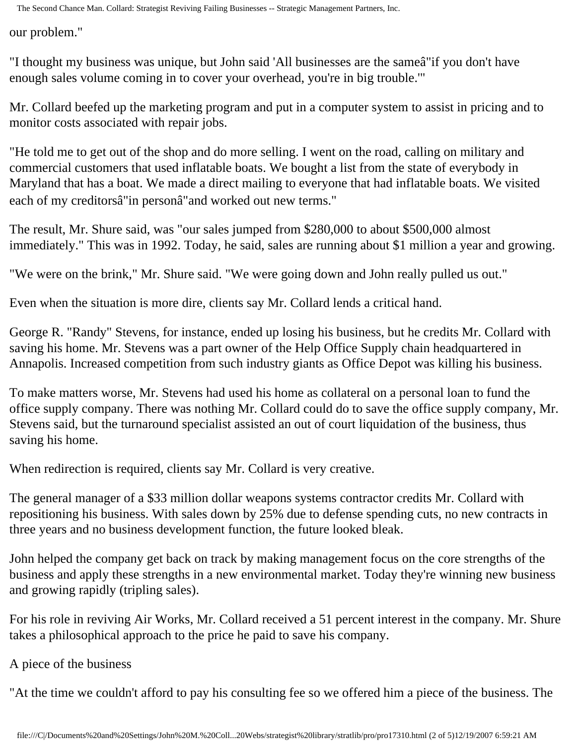our problem."

"I thought my business was unique, but John said 'All businesses are the sameâ"if you don't have enough sales volume coming in to cover your overhead, you're in big trouble.'"

Mr. Collard beefed up the marketing program and put in a computer system to assist in pricing and to monitor costs associated with repair jobs.

"He told me to get out of the shop and do more selling. I went on the road, calling on military and commercial customers that used inflatable boats. We bought a list from the state of everybody in Maryland that has a boat. We made a direct mailing to everyone that had inflatable boats. We visited each of my creditorsâ"in personâ"and worked out new terms."

The result, Mr. Shure said, was "our sales jumped from $280,000 to about $500,000 almost immediately." This was in 1992. Today, he said, sales are running about $1 million a year and growing.

"We were on the brink," Mr. Shure said. "We were going down and John really pulled us out."

Even when the situation is more dire, clients say Mr. Collard lends a critical hand.

George R. "Randy" Stevens, for instance, ended up losing his business, but he credits Mr. Collard with saving his home. Mr. Stevens was a part owner of the Help Office Supply chain headquartered in Annapolis. Increased competition from such industry giants as Office Depot was killing his business.

To make matters worse, Mr. Stevens had used his home as collateral on a personal loan to fund the office supply company. There was nothing Mr. Collard could do to save the office supply company, Mr. Stevens said, but the turnaround specialist assisted an out of court liquidation of the business, thus saving his home.

When redirection is required, clients say Mr. Collard is very creative.

The general manager of a $33 million dollar weapons systems contractor credits Mr. Collard with repositioning his business. With sales down by 25% due to defense spending cuts, no new contracts in three years and no business development function, the future looked bleak.

John helped the company get back on track by making management focus on the core strengths of the business and apply these strengths in a new environmental market. Today they're winning new business and growing rapidly (tripling sales).

For his role in reviving Air Works, Mr. Collard received a 51 percent interest in the company. Mr. Shure takes a philosophical approach to the price he paid to save his company.

## A piece of the business

"At the time we couldn't afford to pay his consulting fee so we offered him a piece of the business. The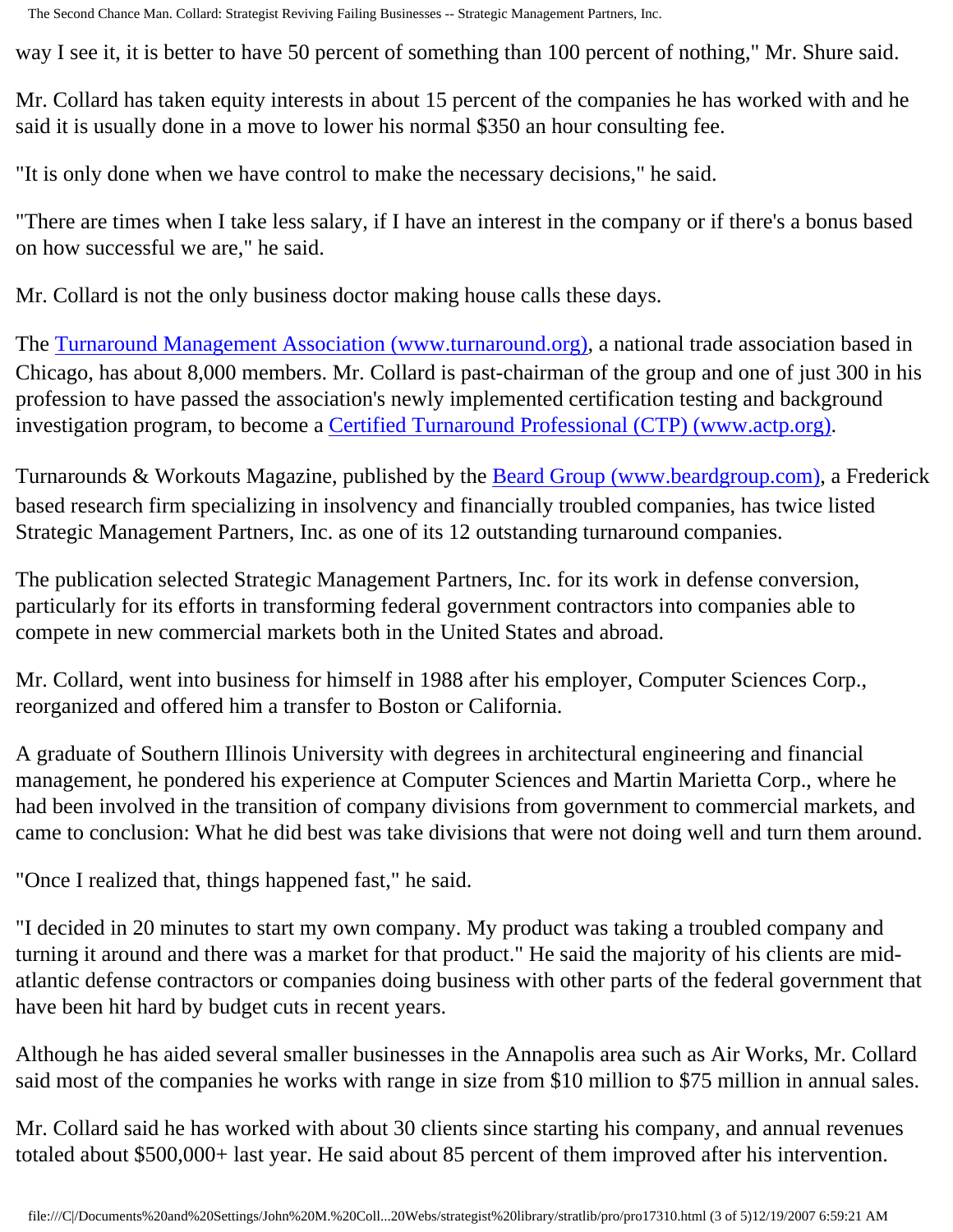way I see it, it is better to have 50 percent of something than 100 percent of nothing," Mr. Shure said.

Mr. Collard has taken equity interests in about 15 percent of the companies he has worked with and he said it is usually done in a move to lower his normal $350 an hour consulting fee.

"It is only done when we have control to make the necessary decisions," he said.

"There are times when I take less salary, if I have an interest in the company or if there's a bonus based on how successful we are," he said.

Mr. Collard is not the only business doctor making house calls these days.

The [Turnaround Management Association (www.turnaround.org)](http://www.turnaround.org), a national trade association based in Chicago, has about 8,000 members. Mr. Collard is past-chairman of the group and one of just 300 in his profession to have passed the association's newly implemented certification testing and background investigation program, to become a [Certified Turnaround Professional (CTP) (www.actp.org)](http://www.actp.org).

Turnarounds & Workouts Magazine, published by the [Beard Group (www.beardgroup.com)](http://www.beardgroup.com), a Frederick based research firm specializing in insolvency and financially troubled companies, has twice listed Strategic Management Partners, Inc. as one of its 12 outstanding turnaround companies.

The publication selected Strategic Management Partners, Inc. for its work in defense conversion, particularly for its efforts in transforming federal government contractors into companies able to compete in new commercial markets both in the United States and abroad.

Mr. Collard, went into business for himself in 1988 after his employer, Computer Sciences Corp., reorganized and offered him a transfer to Boston or California.

A graduate of Southern Illinois University with degrees in architectural engineering and financial management, he pondered his experience at Computer Sciences and Martin Marietta Corp., where he had been involved in the transition of company divisions from government to commercial markets, and came to conclusion: What he did best was take divisions that were not doing well and turn them around.

"Once I realized that, things happened fast," he said.

"I decided in 20 minutes to start my own company. My product was taking a troubled company and turning it around and there was a market for that product." He said the majority of his clients are mid-atlantic defense contractors or companies doing business with other parts of the federal government that have been hit hard by budget cuts in recent years.

Although he has aided several smaller businesses in the Annapolis area such as Air Works, Mr. Collard said most of the companies he works with range in size from $10 million to $75 million in annual sales.

Mr. Collard said he has worked with about 30 clients since starting his company, and annual revenues totaled about $500,000+ last year. He said about 85 percent of them improved after his intervention.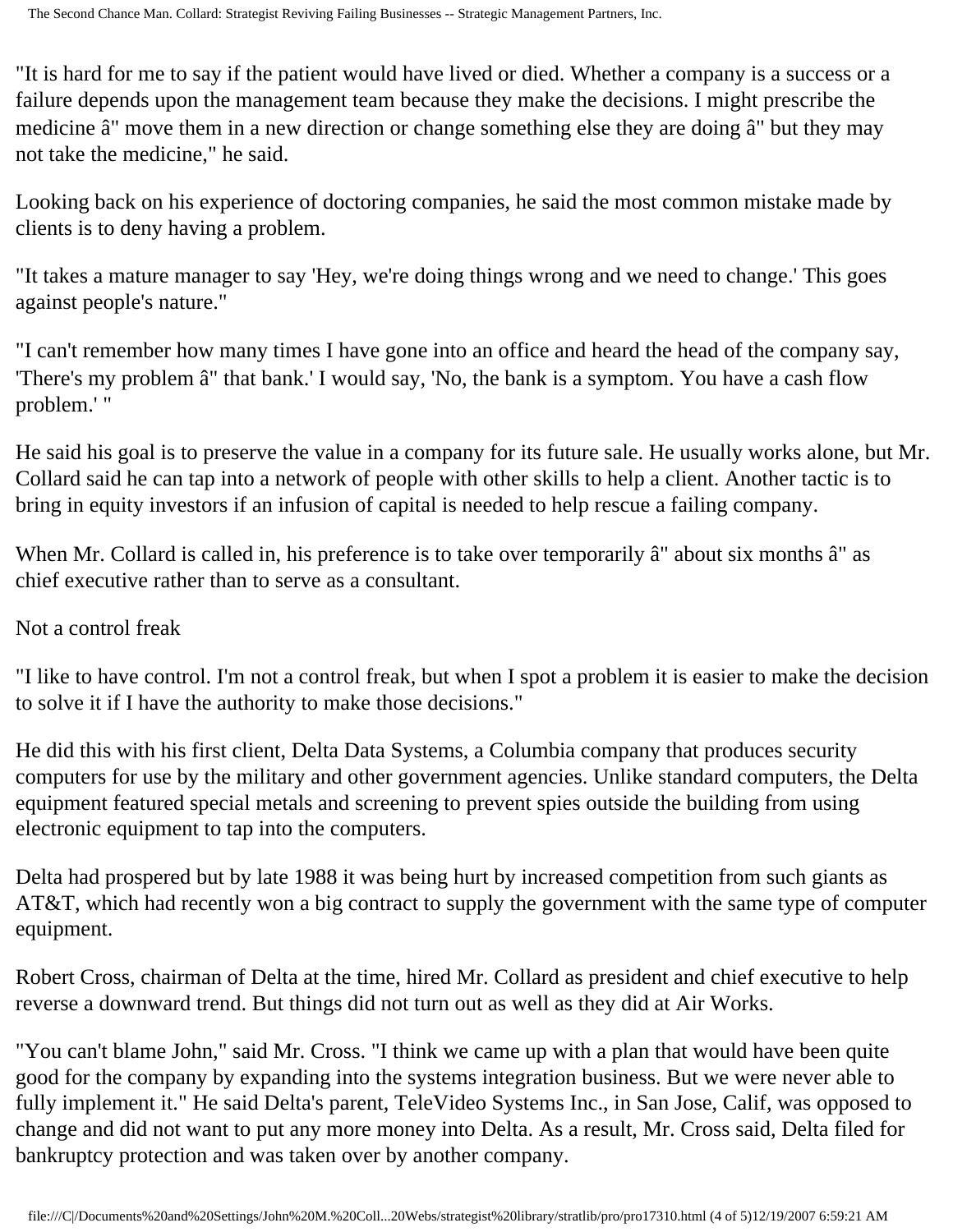"It is hard for me to say if the patient would have lived or died. Whether a company is a success or a failure depends upon the management team because they make the decisions. I might prescribe the medicine â" move them in a new direction or change something else they are doing â" but they may not take the medicine," he said.

Looking back on his experience of doctoring companies, he said the most common mistake made by clients is to deny having a problem.

"It takes a mature manager to say 'Hey, we're doing things wrong and we need to change.' This goes against people's nature."

"I can't remember how many times I have gone into an office and heard the head of the company say, 'There's my problem â" that bank.' I would say, 'No, the bank is a symptom. You have a cash flow problem.' "

He said his goal is to preserve the value in a company for its future sale. He usually works alone, but Mr. Collard said he can tap into a network of people with other skills to help a client. Another tactic is to bring in equity investors if an infusion of capital is needed to help rescue a failing company.

When Mr. Collard is called in, his preference is to take over temporarily â" about six months â" as chief executive rather than to serve as a consultant.

Not a control freak

"I like to have control. I'm not a control freak, but when I spot a problem it is easier to make the decision to solve it if I have the authority to make those decisions."

He did this with his first client, Delta Data Systems, a Columbia company that produces security computers for use by the military and other government agencies. Unlike standard computers, the Delta equipment featured special metals and screening to prevent spies outside the building from using electronic equipment to tap into the computers.

Delta had prospered but by late 1988 it was being hurt by increased competition from such giants as AT&T, which had recently won a big contract to supply the government with the same type of computer equipment.

Robert Cross, chairman of Delta at the time, hired Mr. Collard as president and chief executive to help reverse a downward trend. But things did not turn out as well as they did at Air Works.

"You can't blame John," said Mr. Cross. "I think we came up with a plan that would have been quite good for the company by expanding into the systems integration business. But we were never able to fully implement it." He said Delta's parent, TeleVideo Systems Inc., in San Jose, Calif, was opposed to change and did not want to put any more money into Delta. As a result, Mr. Cross said, Delta filed for bankruptcy protection and was taken over by another company.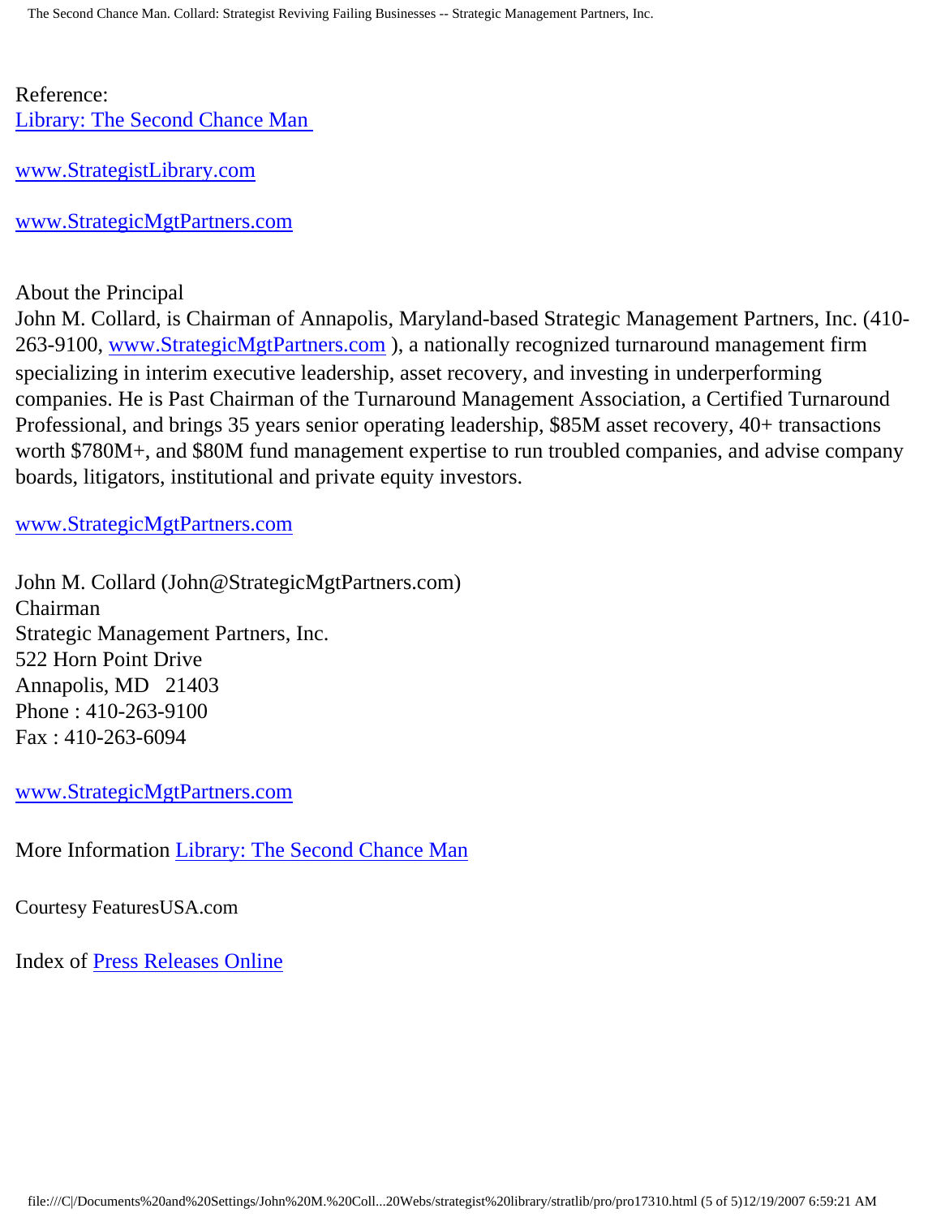Reference:
[Library: The Second Chance Man](Library: The Second Chance Man)

[www.StrategistLibrary.com](www.StrategistLibrary.com)

[www.StrategicMgtPartners.com](www.StrategicMgtPartners.com)

About the Principal
John M. Collard, is Chairman of Annapolis, Maryland-based Strategic Management Partners, Inc. (410-263-9100, www.StrategicMgtPartners.com ), a nationally recognized turnaround management firm specializing in interim executive leadership, asset recovery, and investing in underperforming companies. He is Past Chairman of the Turnaround Management Association, a Certified Turnaround Professional, and brings 35 years senior operating leadership, $85M asset recovery, 40+ transactions worth $780M+, and $80M fund management expertise to run troubled companies, and advise company boards, litigators, institutional and private equity investors.

www.StrategicMgtPartners.com

John M. Collard (John@StrategicMgtPartners.com)
Chairman
Strategic Management Partners, Inc.
522 Horn Point Drive
Annapolis, MD 21403
Phone : 410-263-9100
Fax : 410-263-6094

www.StrategicMgtPartners.com

More Information Library: The Second Chance Man

Courtesy FeaturesUSA.com

Index of Press Releases Online